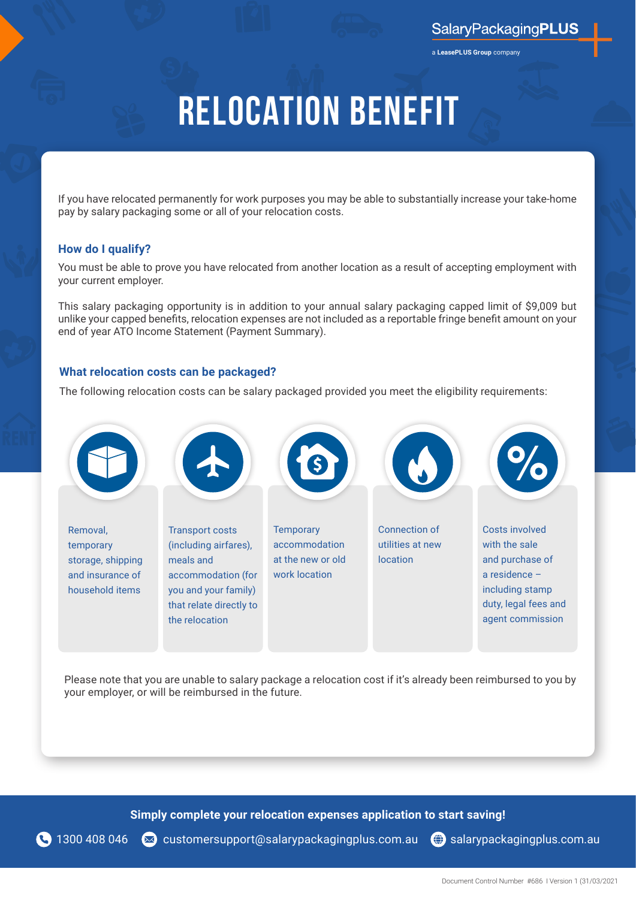SalaryPackagingPLUS

a LeasePLUS Group company

# RELOCATION BENEFIT

If you have relocated permanently for work purposes you may be able to substantially increase your take-home pay by salary packaging some or all of your relocation costs.

## How do I qualify?

You must be able to prove you have relocated from another location as a result of accepting employment with your current employer.

This salary packaging opportunity is in addition to your annual salary packaging capped limit of $9,009 but unlike your capped benefits, relocation expenses are not included as a reportable fringe benefit amount on your end of year ATO Income Statement (Payment Summary).

## What relocation costs can be packaged?

The following relocation costs can be salary packaged provided you meet the eligibility requirements:

- Removal, temporary storage, shipping and insurance of household items
- Transport costs (including airfares), meals and accommodation (for you and your family) that relate directly to the relocation
- Temporary accommodation at the new or old work location
- Connection of utilities at new location
- Costs involved with the sale and purchase of a residence – including stamp duty, legal fees and agent commission

Please note that you are unable to salary package a relocation cost if it's already been reimbursed to you by your employer, or will be reimbursed in the future.

**Simply complete your relocation expenses application to start saving!**

1300 408 046 customersupport@salarypackagingplus.com.au salarypackagingplus.com.au

Document Control Number #686 I Version 1 (31/03/2021)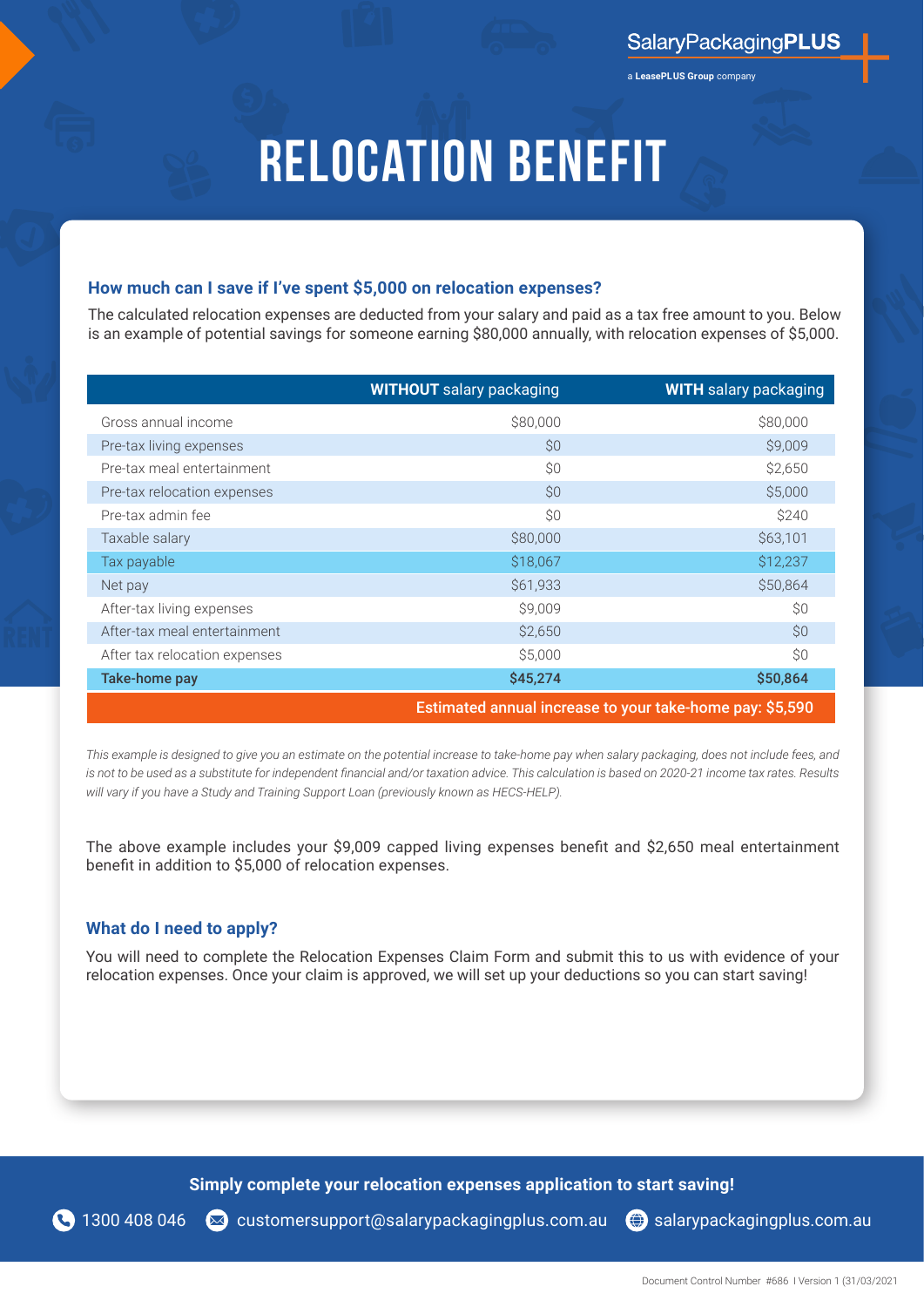SalaryPackagingPLUS

a LeasePLUS Group company

# RELOCATION BENEFIT

### How much can I save if I've spent $5,000 on relocation expenses?

The calculated relocation expenses are deducted from your salary and paid as a tax free amount to you. Below is an example of potential savings for someone earning $80,000 annually, with relocation expenses of $5,000.

| | **WITHOUT** salary packaging | **WITH** salary packaging |
|---|---|---|
| Gross annual income | $80,000 | $80,000 |
| Pre-tax living expenses | $0 | $9,009 |
| Pre-tax meal entertainment | $0 | $2,650 |
| Pre-tax relocation expenses | $0 | $5,000 |
| Pre-tax admin fee | $0 | $240 |
| Taxable salary | $80,000 | $63,101 |
| Tax payable | $18,067 | $12,237 |
| Net pay | $61,933 | $50,864 |
| After-tax living expenses | $9,009 | $0 |
| After-tax meal entertainment | $2,650 | $0 |
| After tax relocation expenses | $5,000 | $0 |
| **Take-home pay** | **$45,274** | **$50,864** |
| **Estimated annual increase to your take-home pay: $5,590** | | |

*This example is designed to give you an estimate on the potential increase to take-home pay when salary packaging, does not include fees, and is not to be used as a substitute for independent financial and/or taxation advice. This calculation is based on 2020-21 income tax rates. Results will vary if you have a Study and Training Support Loan (previously known as HECS-HELP).*

The above example includes your $9,009 capped living expenses benefit and $2,650 meal entertainment benefit in addition to $5,000 of relocation expenses.

### What do I need to apply?

You will need to complete the Relocation Expenses Claim Form and submit this to us with evidence of your relocation expenses. Once your claim is approved, we will set up your deductions so you can start saving!

**Simply complete your relocation expenses application to start saving!**

1300 408 046 customersupport@salarypackagingplus.com.au salarypackagingplus.com.au

Document Control Number #686 I Version 1 (31/03/2021